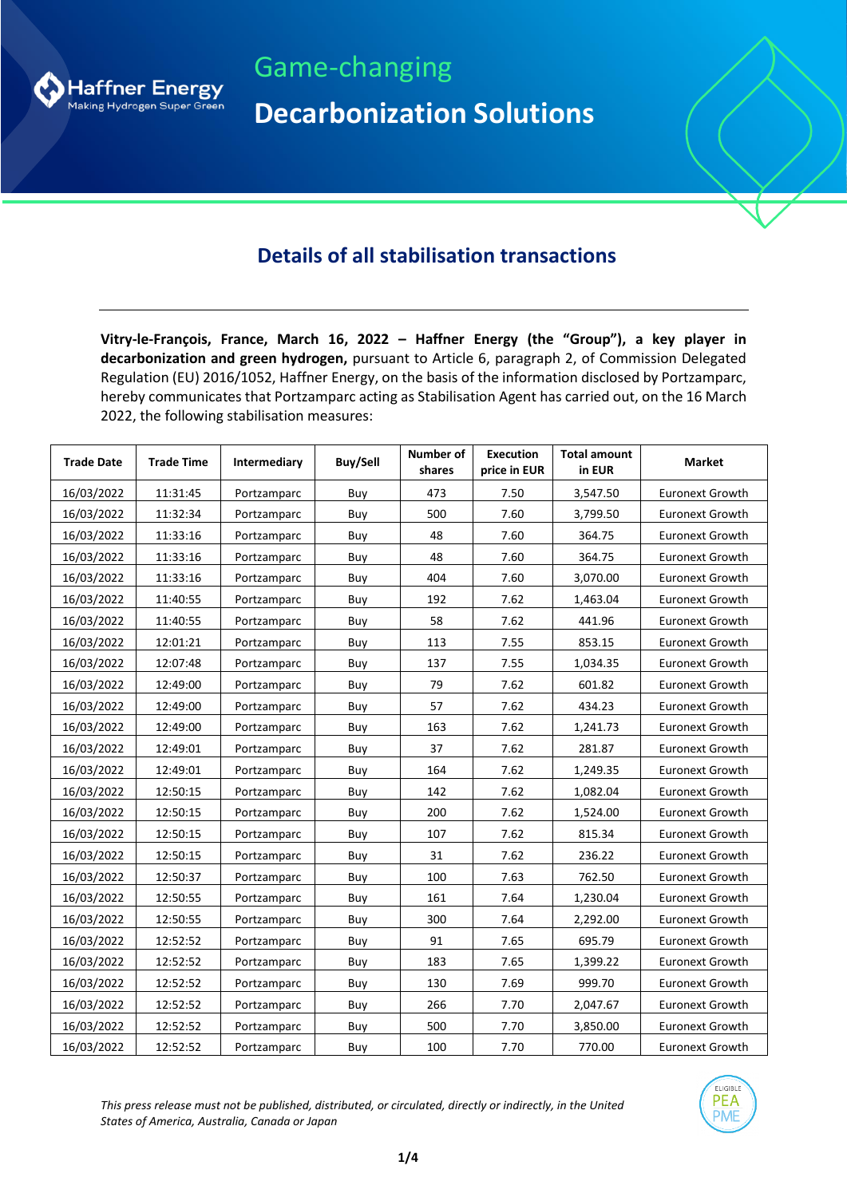Haffner Energy
Making Hydrogen Super Green

Game-changing

**Decarbonization Solutions**

## Details of all stabilisation transactions

**Vitry-le-François, France, March 16, 2022 – Haffner Energy (the "Group"), a key player in decarbonization and green hydrogen,** pursuant to Article 6, paragraph 2, of Commission Delegated Regulation (EU) 2016/1052, Haffner Energy, on the basis of the information disclosed by Portzamparc, hereby communicates that Portzamparc acting as Stabilisation Agent has carried out, on the 16 March 2022, the following stabilisation measures:

| Trade Date | Trade Time | Intermediary | Buy/Sell | Number of shares | Execution price in EUR | Total amount in EUR | Market |
|---|---|---|---|---|---|---|---|
| 16/03/2022 | 11:31:45 | Portzamparc | Buy | 473 | 7.50 | 3,547.50 | Euronext Growth |
| 16/03/2022 | 11:32:34 | Portzamparc | Buy | 500 | 7.60 | 3,799.50 | Euronext Growth |
| 16/03/2022 | 11:33:16 | Portzamparc | Buy | 48 | 7.60 | 364.75 | Euronext Growth |
| 16/03/2022 | 11:33:16 | Portzamparc | Buy | 48 | 7.60 | 364.75 | Euronext Growth |
| 16/03/2022 | 11:33:16 | Portzamparc | Buy | 404 | 7.60 | 3,070.00 | Euronext Growth |
| 16/03/2022 | 11:40:55 | Portzamparc | Buy | 192 | 7.62 | 1,463.04 | Euronext Growth |
| 16/03/2022 | 11:40:55 | Portzamparc | Buy | 58 | 7.62 | 441.96 | Euronext Growth |
| 16/03/2022 | 12:01:21 | Portzamparc | Buy | 113 | 7.55 | 853.15 | Euronext Growth |
| 16/03/2022 | 12:07:48 | Portzamparc | Buy | 137 | 7.55 | 1,034.35 | Euronext Growth |
| 16/03/2022 | 12:49:00 | Portzamparc | Buy | 79 | 7.62 | 601.82 | Euronext Growth |
| 16/03/2022 | 12:49:00 | Portzamparc | Buy | 57 | 7.62 | 434.23 | Euronext Growth |
| 16/03/2022 | 12:49:00 | Portzamparc | Buy | 163 | 7.62 | 1,241.73 | Euronext Growth |
| 16/03/2022 | 12:49:01 | Portzamparc | Buy | 37 | 7.62 | 281.87 | Euronext Growth |
| 16/03/2022 | 12:49:01 | Portzamparc | Buy | 164 | 7.62 | 1,249.35 | Euronext Growth |
| 16/03/2022 | 12:50:15 | Portzamparc | Buy | 142 | 7.62 | 1,082.04 | Euronext Growth |
| 16/03/2022 | 12:50:15 | Portzamparc | Buy | 200 | 7.62 | 1,524.00 | Euronext Growth |
| 16/03/2022 | 12:50:15 | Portzamparc | Buy | 107 | 7.62 | 815.34 | Euronext Growth |
| 16/03/2022 | 12:50:15 | Portzamparc | Buy | 31 | 7.62 | 236.22 | Euronext Growth |
| 16/03/2022 | 12:50:37 | Portzamparc | Buy | 100 | 7.63 | 762.50 | Euronext Growth |
| 16/03/2022 | 12:50:55 | Portzamparc | Buy | 161 | 7.64 | 1,230.04 | Euronext Growth |
| 16/03/2022 | 12:50:55 | Portzamparc | Buy | 300 | 7.64 | 2,292.00 | Euronext Growth |
| 16/03/2022 | 12:52:52 | Portzamparc | Buy | 91 | 7.65 | 695.79 | Euronext Growth |
| 16/03/2022 | 12:52:52 | Portzamparc | Buy | 183 | 7.65 | 1,399.22 | Euronext Growth |
| 16/03/2022 | 12:52:52 | Portzamparc | Buy | 130 | 7.69 | 999.70 | Euronext Growth |
| 16/03/2022 | 12:52:52 | Portzamparc | Buy | 266 | 7.70 | 2,047.67 | Euronext Growth |
| 16/03/2022 | 12:52:52 | Portzamparc | Buy | 500 | 7.70 | 3,850.00 | Euronext Growth |
| 16/03/2022 | 12:52:52 | Portzamparc | Buy | 100 | 7.70 | 770.00 | Euronext Growth |

*This press release must not be published, distributed, or circulated, directly or indirectly, in the United States of America, Australia, Canada or Japan*

ELIGIBLE PEA PME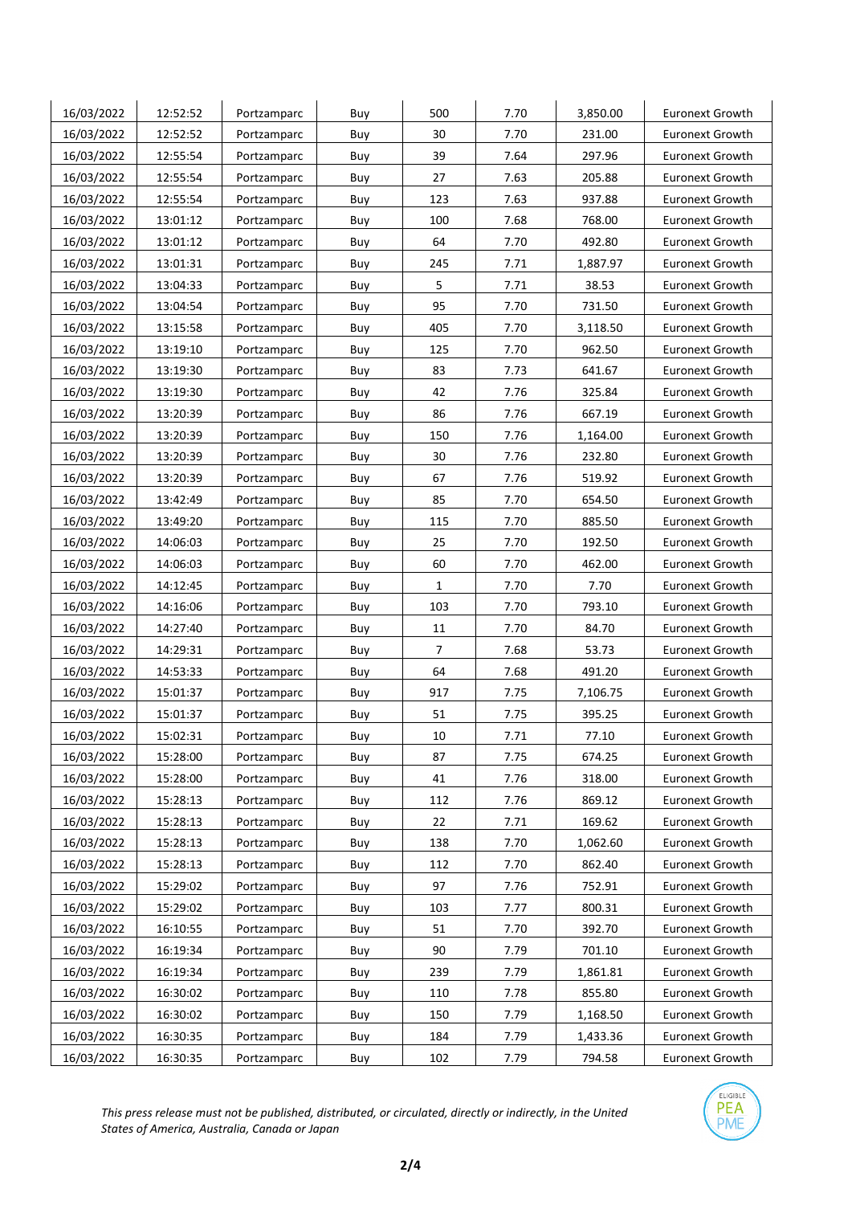| 16/03/2022 | 12:52:52 | Portzamparc | Buy | 500 | 7.70 | 3,850.00 | Euronext Growth |
|---|---|---|---|---|---|---|---|
| 16/03/2022 | 12:52:52 | Portzamparc | Buy | 30 | 7.70 | 231.00 | Euronext Growth |
| 16/03/2022 | 12:55:54 | Portzamparc | Buy | 39 | 7.64 | 297.96 | Euronext Growth |
| 16/03/2022 | 12:55:54 | Portzamparc | Buy | 27 | 7.63 | 205.88 | Euronext Growth |
| 16/03/2022 | 12:55:54 | Portzamparc | Buy | 123 | 7.63 | 937.88 | Euronext Growth |
| 16/03/2022 | 13:01:12 | Portzamparc | Buy | 100 | 7.68 | 768.00 | Euronext Growth |
| 16/03/2022 | 13:01:12 | Portzamparc | Buy | 64 | 7.70 | 492.80 | Euronext Growth |
| 16/03/2022 | 13:01:31 | Portzamparc | Buy | 245 | 7.71 | 1,887.97 | Euronext Growth |
| 16/03/2022 | 13:04:33 | Portzamparc | Buy | 5 | 7.71 | 38.53 | Euronext Growth |
| 16/03/2022 | 13:04:54 | Portzamparc | Buy | 95 | 7.70 | 731.50 | Euronext Growth |
| 16/03/2022 | 13:15:58 | Portzamparc | Buy | 405 | 7.70 | 3,118.50 | Euronext Growth |
| 16/03/2022 | 13:19:10 | Portzamparc | Buy | 125 | 7.70 | 962.50 | Euronext Growth |
| 16/03/2022 | 13:19:30 | Portzamparc | Buy | 83 | 7.73 | 641.67 | Euronext Growth |
| 16/03/2022 | 13:19:30 | Portzamparc | Buy | 42 | 7.76 | 325.84 | Euronext Growth |
| 16/03/2022 | 13:20:39 | Portzamparc | Buy | 86 | 7.76 | 667.19 | Euronext Growth |
| 16/03/2022 | 13:20:39 | Portzamparc | Buy | 150 | 7.76 | 1,164.00 | Euronext Growth |
| 16/03/2022 | 13:20:39 | Portzamparc | Buy | 30 | 7.76 | 232.80 | Euronext Growth |
| 16/03/2022 | 13:20:39 | Portzamparc | Buy | 67 | 7.76 | 519.92 | Euronext Growth |
| 16/03/2022 | 13:42:49 | Portzamparc | Buy | 85 | 7.70 | 654.50 | Euronext Growth |
| 16/03/2022 | 13:49:20 | Portzamparc | Buy | 115 | 7.70 | 885.50 | Euronext Growth |
| 16/03/2022 | 14:06:03 | Portzamparc | Buy | 25 | 7.70 | 192.50 | Euronext Growth |
| 16/03/2022 | 14:06:03 | Portzamparc | Buy | 60 | 7.70 | 462.00 | Euronext Growth |
| 16/03/2022 | 14:12:45 | Portzamparc | Buy | 1 | 7.70 | 7.70 | Euronext Growth |
| 16/03/2022 | 14:16:06 | Portzamparc | Buy | 103 | 7.70 | 793.10 | Euronext Growth |
| 16/03/2022 | 14:27:40 | Portzamparc | Buy | 11 | 7.70 | 84.70 | Euronext Growth |
| 16/03/2022 | 14:29:31 | Portzamparc | Buy | 7 | 7.68 | 53.73 | Euronext Growth |
| 16/03/2022 | 14:53:33 | Portzamparc | Buy | 64 | 7.68 | 491.20 | Euronext Growth |
| 16/03/2022 | 15:01:37 | Portzamparc | Buy | 917 | 7.75 | 7,106.75 | Euronext Growth |
| 16/03/2022 | 15:01:37 | Portzamparc | Buy | 51 | 7.75 | 395.25 | Euronext Growth |
| 16/03/2022 | 15:02:31 | Portzamparc | Buy | 10 | 7.71 | 77.10 | Euronext Growth |
| 16/03/2022 | 15:28:00 | Portzamparc | Buy | 87 | 7.75 | 674.25 | Euronext Growth |
| 16/03/2022 | 15:28:00 | Portzamparc | Buy | 41 | 7.76 | 318.00 | Euronext Growth |
| 16/03/2022 | 15:28:13 | Portzamparc | Buy | 112 | 7.76 | 869.12 | Euronext Growth |
| 16/03/2022 | 15:28:13 | Portzamparc | Buy | 22 | 7.71 | 169.62 | Euronext Growth |
| 16/03/2022 | 15:28:13 | Portzamparc | Buy | 138 | 7.70 | 1,062.60 | Euronext Growth |
| 16/03/2022 | 15:28:13 | Portzamparc | Buy | 112 | 7.70 | 862.40 | Euronext Growth |
| 16/03/2022 | 15:29:02 | Portzamparc | Buy | 97 | 7.76 | 752.91 | Euronext Growth |
| 16/03/2022 | 15:29:02 | Portzamparc | Buy | 103 | 7.77 | 800.31 | Euronext Growth |
| 16/03/2022 | 16:10:55 | Portzamparc | Buy | 51 | 7.70 | 392.70 | Euronext Growth |
| 16/03/2022 | 16:19:34 | Portzamparc | Buy | 90 | 7.79 | 701.10 | Euronext Growth |
| 16/03/2022 | 16:19:34 | Portzamparc | Buy | 239 | 7.79 | 1,861.81 | Euronext Growth |
| 16/03/2022 | 16:30:02 | Portzamparc | Buy | 110 | 7.78 | 855.80 | Euronext Growth |
| 16/03/2022 | 16:30:02 | Portzamparc | Buy | 150 | 7.79 | 1,168.50 | Euronext Growth |
| 16/03/2022 | 16:30:35 | Portzamparc | Buy | 184 | 7.79 | 1,433.36 | Euronext Growth |
| 16/03/2022 | 16:30:35 | Portzamparc | Buy | 102 | 7.79 | 794.58 | Euronext Growth |

*This press release must not be published, distributed, or circulated, directly or indirectly, in the United States of America, Australia, Canada or Japan*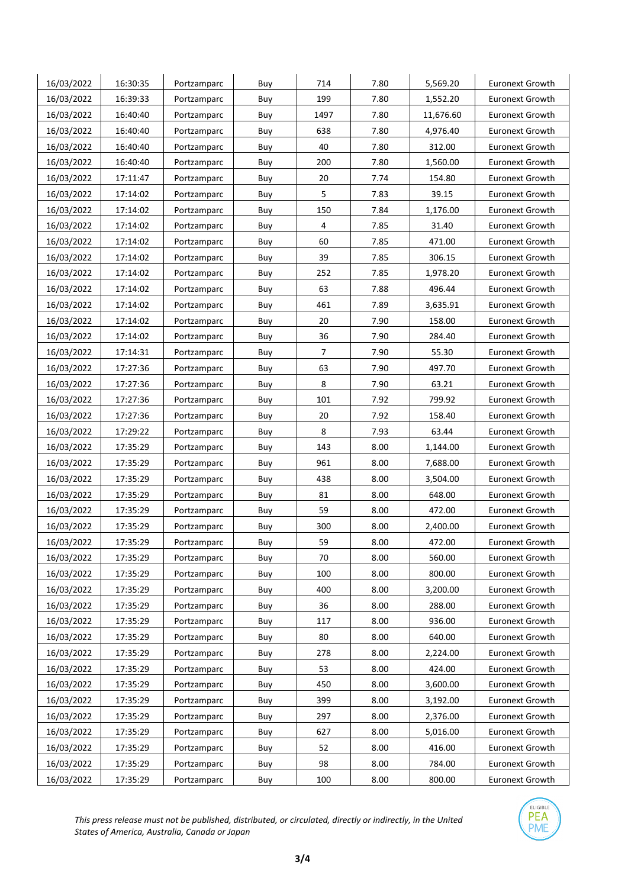| 16/03/2022 | 16:30:35 | Portzamparc | Buy | 714 | 7.80 | 5,569.20 | Euronext Growth |
|---|---|---|---|---|---|---|---|
| 16/03/2022 | 16:39:33 | Portzamparc | Buy | 199 | 7.80 | 1,552.20 | Euronext Growth |
| 16/03/2022 | 16:40:40 | Portzamparc | Buy | 1497 | 7.80 | 11,676.60 | Euronext Growth |
| 16/03/2022 | 16:40:40 | Portzamparc | Buy | 638 | 7.80 | 4,976.40 | Euronext Growth |
| 16/03/2022 | 16:40:40 | Portzamparc | Buy | 40 | 7.80 | 312.00 | Euronext Growth |
| 16/03/2022 | 16:40:40 | Portzamparc | Buy | 200 | 7.80 | 1,560.00 | Euronext Growth |
| 16/03/2022 | 17:11:47 | Portzamparc | Buy | 20 | 7.74 | 154.80 | Euronext Growth |
| 16/03/2022 | 17:14:02 | Portzamparc | Buy | 5 | 7.83 | 39.15 | Euronext Growth |
| 16/03/2022 | 17:14:02 | Portzamparc | Buy | 150 | 7.84 | 1,176.00 | Euronext Growth |
| 16/03/2022 | 17:14:02 | Portzamparc | Buy | 4 | 7.85 | 31.40 | Euronext Growth |
| 16/03/2022 | 17:14:02 | Portzamparc | Buy | 60 | 7.85 | 471.00 | Euronext Growth |
| 16/03/2022 | 17:14:02 | Portzamparc | Buy | 39 | 7.85 | 306.15 | Euronext Growth |
| 16/03/2022 | 17:14:02 | Portzamparc | Buy | 252 | 7.85 | 1,978.20 | Euronext Growth |
| 16/03/2022 | 17:14:02 | Portzamparc | Buy | 63 | 7.88 | 496.44 | Euronext Growth |
| 16/03/2022 | 17:14:02 | Portzamparc | Buy | 461 | 7.89 | 3,635.91 | Euronext Growth |
| 16/03/2022 | 17:14:02 | Portzamparc | Buy | 20 | 7.90 | 158.00 | Euronext Growth |
| 16/03/2022 | 17:14:02 | Portzamparc | Buy | 36 | 7.90 | 284.40 | Euronext Growth |
| 16/03/2022 | 17:14:31 | Portzamparc | Buy | 7 | 7.90 | 55.30 | Euronext Growth |
| 16/03/2022 | 17:27:36 | Portzamparc | Buy | 63 | 7.90 | 497.70 | Euronext Growth |
| 16/03/2022 | 17:27:36 | Portzamparc | Buy | 8 | 7.90 | 63.21 | Euronext Growth |
| 16/03/2022 | 17:27:36 | Portzamparc | Buy | 101 | 7.92 | 799.92 | Euronext Growth |
| 16/03/2022 | 17:27:36 | Portzamparc | Buy | 20 | 7.92 | 158.40 | Euronext Growth |
| 16/03/2022 | 17:29:22 | Portzamparc | Buy | 8 | 7.93 | 63.44 | Euronext Growth |
| 16/03/2022 | 17:35:29 | Portzamparc | Buy | 143 | 8.00 | 1,144.00 | Euronext Growth |
| 16/03/2022 | 17:35:29 | Portzamparc | Buy | 961 | 8.00 | 7,688.00 | Euronext Growth |
| 16/03/2022 | 17:35:29 | Portzamparc | Buy | 438 | 8.00 | 3,504.00 | Euronext Growth |
| 16/03/2022 | 17:35:29 | Portzamparc | Buy | 81 | 8.00 | 648.00 | Euronext Growth |
| 16/03/2022 | 17:35:29 | Portzamparc | Buy | 59 | 8.00 | 472.00 | Euronext Growth |
| 16/03/2022 | 17:35:29 | Portzamparc | Buy | 300 | 8.00 | 2,400.00 | Euronext Growth |
| 16/03/2022 | 17:35:29 | Portzamparc | Buy | 59 | 8.00 | 472.00 | Euronext Growth |
| 16/03/2022 | 17:35:29 | Portzamparc | Buy | 70 | 8.00 | 560.00 | Euronext Growth |
| 16/03/2022 | 17:35:29 | Portzamparc | Buy | 100 | 8.00 | 800.00 | Euronext Growth |
| 16/03/2022 | 17:35:29 | Portzamparc | Buy | 400 | 8.00 | 3,200.00 | Euronext Growth |
| 16/03/2022 | 17:35:29 | Portzamparc | Buy | 36 | 8.00 | 288.00 | Euronext Growth |
| 16/03/2022 | 17:35:29 | Portzamparc | Buy | 117 | 8.00 | 936.00 | Euronext Growth |
| 16/03/2022 | 17:35:29 | Portzamparc | Buy | 80 | 8.00 | 640.00 | Euronext Growth |
| 16/03/2022 | 17:35:29 | Portzamparc | Buy | 278 | 8.00 | 2,224.00 | Euronext Growth |
| 16/03/2022 | 17:35:29 | Portzamparc | Buy | 53 | 8.00 | 424.00 | Euronext Growth |
| 16/03/2022 | 17:35:29 | Portzamparc | Buy | 450 | 8.00 | 3,600.00 | Euronext Growth |
| 16/03/2022 | 17:35:29 | Portzamparc | Buy | 399 | 8.00 | 3,192.00 | Euronext Growth |
| 16/03/2022 | 17:35:29 | Portzamparc | Buy | 297 | 8.00 | 2,376.00 | Euronext Growth |
| 16/03/2022 | 17:35:29 | Portzamparc | Buy | 627 | 8.00 | 5,016.00 | Euronext Growth |
| 16/03/2022 | 17:35:29 | Portzamparc | Buy | 52 | 8.00 | 416.00 | Euronext Growth |
| 16/03/2022 | 17:35:29 | Portzamparc | Buy | 98 | 8.00 | 784.00 | Euronext Growth |
| 16/03/2022 | 17:35:29 | Portzamparc | Buy | 100 | 8.00 | 800.00 | Euronext Growth |

*This press release must not be published, distributed, or circulated, directly or indirectly, in the United States of America, Australia, Canada or Japan*

ELIGIBLE PEA PME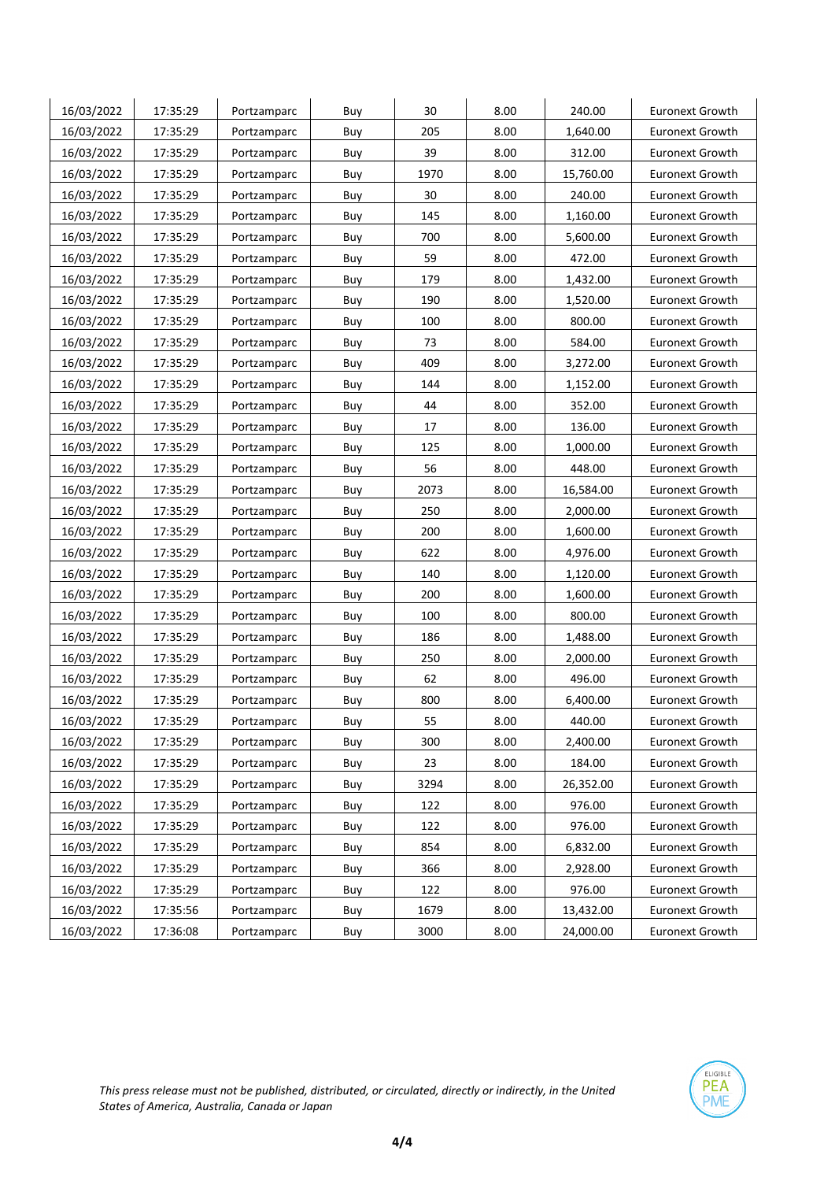| | | | | | | | |
|---|---|---|---|---|---|---|---|
| 16/03/2022 | 17:35:29 | Portzamparc | Buy | 30 | 8.00 | 240.00 | Euronext Growth |
| 16/03/2022 | 17:35:29 | Portzamparc | Buy | 205 | 8.00 | 1,640.00 | Euronext Growth |
| 16/03/2022 | 17:35:29 | Portzamparc | Buy | 39 | 8.00 | 312.00 | Euronext Growth |
| 16/03/2022 | 17:35:29 | Portzamparc | Buy | 1970 | 8.00 | 15,760.00 | Euronext Growth |
| 16/03/2022 | 17:35:29 | Portzamparc | Buy | 30 | 8.00 | 240.00 | Euronext Growth |
| 16/03/2022 | 17:35:29 | Portzamparc | Buy | 145 | 8.00 | 1,160.00 | Euronext Growth |
| 16/03/2022 | 17:35:29 | Portzamparc | Buy | 700 | 8.00 | 5,600.00 | Euronext Growth |
| 16/03/2022 | 17:35:29 | Portzamparc | Buy | 59 | 8.00 | 472.00 | Euronext Growth |
| 16/03/2022 | 17:35:29 | Portzamparc | Buy | 179 | 8.00 | 1,432.00 | Euronext Growth |
| 16/03/2022 | 17:35:29 | Portzamparc | Buy | 190 | 8.00 | 1,520.00 | Euronext Growth |
| 16/03/2022 | 17:35:29 | Portzamparc | Buy | 100 | 8.00 | 800.00 | Euronext Growth |
| 16/03/2022 | 17:35:29 | Portzamparc | Buy | 73 | 8.00 | 584.00 | Euronext Growth |
| 16/03/2022 | 17:35:29 | Portzamparc | Buy | 409 | 8.00 | 3,272.00 | Euronext Growth |
| 16/03/2022 | 17:35:29 | Portzamparc | Buy | 144 | 8.00 | 1,152.00 | Euronext Growth |
| 16/03/2022 | 17:35:29 | Portzamparc | Buy | 44 | 8.00 | 352.00 | Euronext Growth |
| 16/03/2022 | 17:35:29 | Portzamparc | Buy | 17 | 8.00 | 136.00 | Euronext Growth |
| 16/03/2022 | 17:35:29 | Portzamparc | Buy | 125 | 8.00 | 1,000.00 | Euronext Growth |
| 16/03/2022 | 17:35:29 | Portzamparc | Buy | 56 | 8.00 | 448.00 | Euronext Growth |
| 16/03/2022 | 17:35:29 | Portzamparc | Buy | 2073 | 8.00 | 16,584.00 | Euronext Growth |
| 16/03/2022 | 17:35:29 | Portzamparc | Buy | 250 | 8.00 | 2,000.00 | Euronext Growth |
| 16/03/2022 | 17:35:29 | Portzamparc | Buy | 200 | 8.00 | 1,600.00 | Euronext Growth |
| 16/03/2022 | 17:35:29 | Portzamparc | Buy | 622 | 8.00 | 4,976.00 | Euronext Growth |
| 16/03/2022 | 17:35:29 | Portzamparc | Buy | 140 | 8.00 | 1,120.00 | Euronext Growth |
| 16/03/2022 | 17:35:29 | Portzamparc | Buy | 200 | 8.00 | 1,600.00 | Euronext Growth |
| 16/03/2022 | 17:35:29 | Portzamparc | Buy | 100 | 8.00 | 800.00 | Euronext Growth |
| 16/03/2022 | 17:35:29 | Portzamparc | Buy | 186 | 8.00 | 1,488.00 | Euronext Growth |
| 16/03/2022 | 17:35:29 | Portzamparc | Buy | 250 | 8.00 | 2,000.00 | Euronext Growth |
| 16/03/2022 | 17:35:29 | Portzamparc | Buy | 62 | 8.00 | 496.00 | Euronext Growth |
| 16/03/2022 | 17:35:29 | Portzamparc | Buy | 800 | 8.00 | 6,400.00 | Euronext Growth |
| 16/03/2022 | 17:35:29 | Portzamparc | Buy | 55 | 8.00 | 440.00 | Euronext Growth |
| 16/03/2022 | 17:35:29 | Portzamparc | Buy | 300 | 8.00 | 2,400.00 | Euronext Growth |
| 16/03/2022 | 17:35:29 | Portzamparc | Buy | 23 | 8.00 | 184.00 | Euronext Growth |
| 16/03/2022 | 17:35:29 | Portzamparc | Buy | 3294 | 8.00 | 26,352.00 | Euronext Growth |
| 16/03/2022 | 17:35:29 | Portzamparc | Buy | 122 | 8.00 | 976.00 | Euronext Growth |
| 16/03/2022 | 17:35:29 | Portzamparc | Buy | 122 | 8.00 | 976.00 | Euronext Growth |
| 16/03/2022 | 17:35:29 | Portzamparc | Buy | 854 | 8.00 | 6,832.00 | Euronext Growth |
| 16/03/2022 | 17:35:29 | Portzamparc | Buy | 366 | 8.00 | 2,928.00 | Euronext Growth |
| 16/03/2022 | 17:35:29 | Portzamparc | Buy | 122 | 8.00 | 976.00 | Euronext Growth |
| 16/03/2022 | 17:35:56 | Portzamparc | Buy | 1679 | 8.00 | 13,432.00 | Euronext Growth |
| 16/03/2022 | 17:36:08 | Portzamparc | Buy | 3000 | 8.00 | 24,000.00 | Euronext Growth |

*This press release must not be published, distributed, or circulated, directly or indirectly, in the United States of America, Australia, Canada or Japan*

ELIGIBLE PEA PME